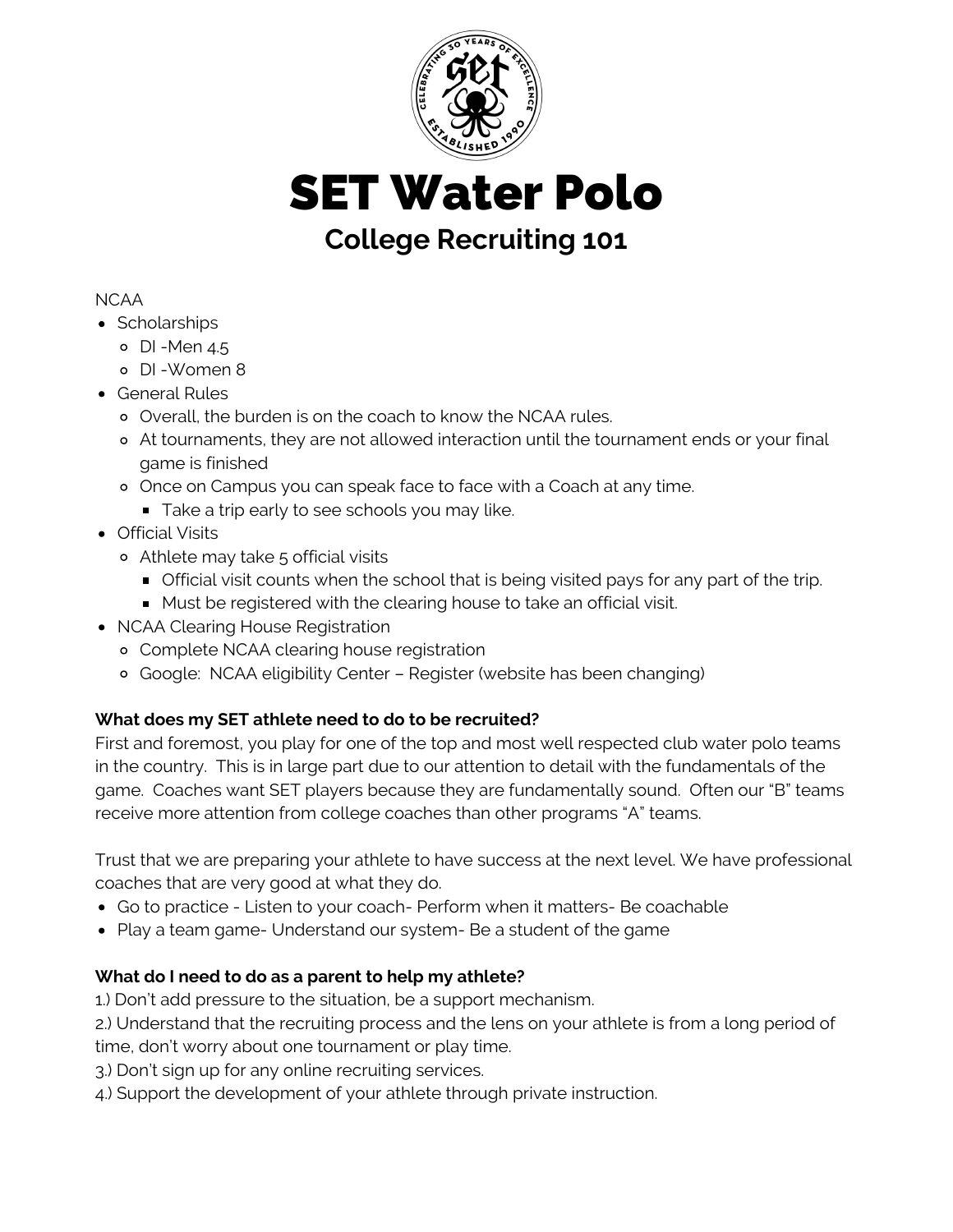# SET Water Polo

## College Recruiting 101

NCAA

- Scholarships
  - DI -Men 4.5
  - DI -Women 8
- General Rules
  - Overall, the burden is on the coach to know the NCAA rules.
  - At tournaments, they are not allowed interaction until the tournament ends or your final game is finished
  - Once on Campus you can speak face to face with a Coach at any time.
    - Take a trip early to see schools you may like.
- Official Visits
  - Athlete may take 5 official visits
    - Official visit counts when the school that is being visited pays for any part of the trip.
    - Must be registered with the clearing house to take an official visit.
- NCAA Clearing House Registration
  - Complete NCAA clearing house registration
  - Google: NCAA eligibility Center – Register (website has been changing)

**What does my SET athlete need to do to be recruited?**

First and foremost, you play for one of the top and most well respected club water polo teams in the country. This is in large part due to our attention to detail with the fundamentals of the game. Coaches want SET players because they are fundamentally sound. Often our "B" teams receive more attention from college coaches than other programs "A" teams.

Trust that we are preparing your athlete to have success at the next level. We have professional coaches that are very good at what they do.

- Go to practice - Listen to your coach- Perform when it matters- Be coachable
- Play a team game- Understand our system- Be a student of the game

**What do I need to do as a parent to help my athlete?**

1.) Don't add pressure to the situation, be a support mechanism.
2.) Understand that the recruiting process and the lens on your athlete is from a long period of time, don't worry about one tournament or play time.
3.) Don't sign up for any online recruiting services.
4.) Support the development of your athlete through private instruction.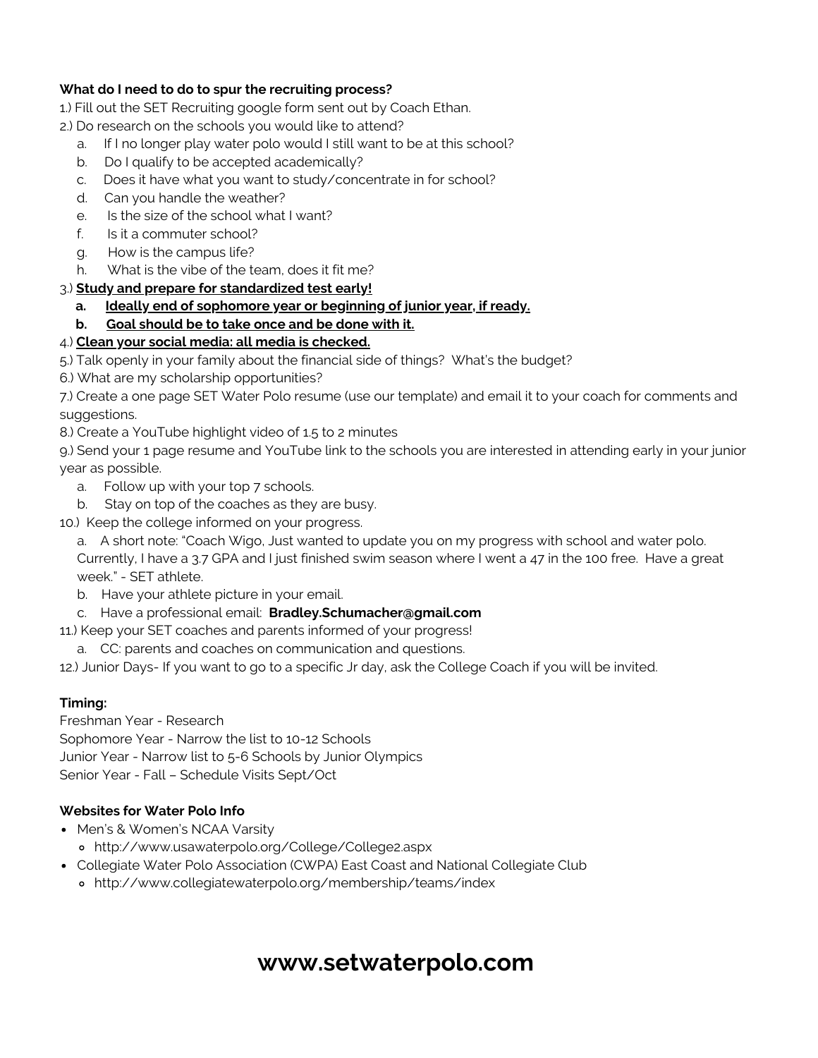**What do I need to do to spur the recruiting process?**

1.) Fill out the SET Recruiting google form sent out by Coach Ethan.

2.) Do research on the schools you would like to attend?

   a. If I no longer play water polo would I still want to be at this school?
   b. Do I qualify to be accepted academically?
   c. Does it have what you want to study/concentrate in for school?
   d. Can you handle the weather?
   e. Is the size of the school what I want?
   f. Is it a commuter school?
   g. How is the campus life?
   h. What is the vibe of the team, does it fit me?

3.) **Study and prepare for standardized test early!**

   a. **Ideally end of sophomore year or beginning of junior year, if ready.**
   b. **Goal should be to take once and be done with it.**

4.) **Clean your social media: all media is checked.**

5.) Talk openly in your family about the financial side of things? What's the budget?

6.) What are my scholarship opportunities?

7.) Create a one page SET Water Polo resume (use our template) and email it to your coach for comments and suggestions.

8.) Create a YouTube highlight video of 1.5 to 2 minutes

9.) Send your 1 page resume and YouTube link to the schools you are interested in attending early in your junior year as possible.

   a. Follow up with your top 7 schools.
   b. Stay on top of the coaches as they are busy.

10.) Keep the college informed on your progress.

   a. A short note: "Coach Wigo, Just wanted to update you on my progress with school and water polo. Currently, I have a 3.7 GPA and I just finished swim season where I went a 47 in the 100 free. Have a great week." - SET athlete.
   b. Have your athlete picture in your email.
   c. Have a professional email: **Bradley.Schumacher@gmail.com**

11.) Keep your SET coaches and parents informed of your progress!

   a. CC: parents and coaches on communication and questions.

12.) Junior Days- If you want to go to a specific Jr day, ask the College Coach if you will be invited.

**Timing:**

Freshman Year - Research
Sophomore Year - Narrow the list to 10-12 Schools
Junior Year - Narrow list to 5-6 Schools by Junior Olympics
Senior Year - Fall – Schedule Visits Sept/Oct

**Websites for Water Polo Info**

- Men's & Women's NCAA Varsity
  - http://www.usawaterpolo.org/College/College2.aspx
- Collegiate Water Polo Association (CWPA) East Coast and National Collegiate Club
  - http://www.collegiatewaterpolo.org/membership/teams/index

# www.setwaterpolo.com